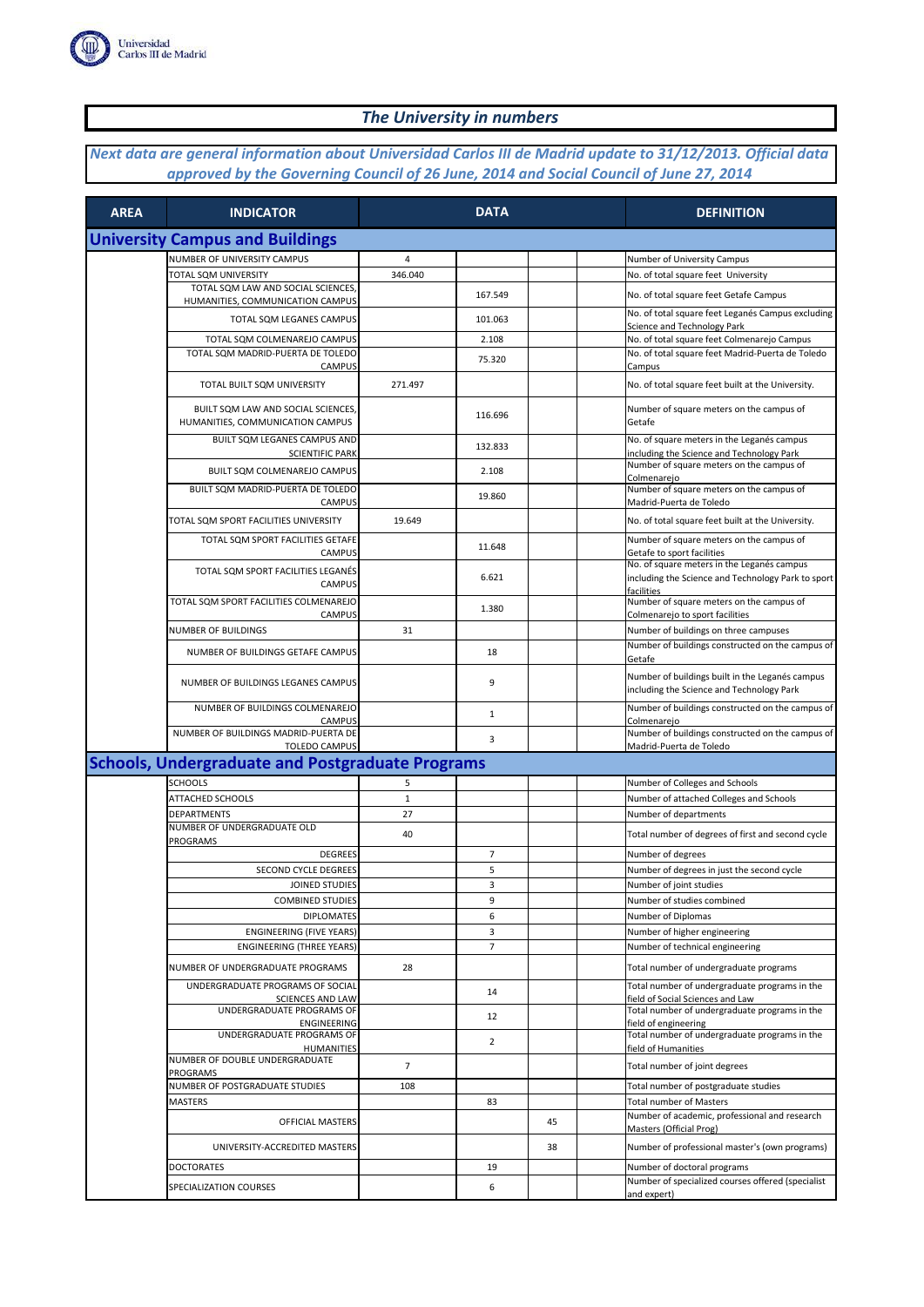# The University in numbers

***Next data are general information about Universidad Carlos III de Madrid update to 31/12/2013. Official data approved by the Governing Council of 26 June, 2014 and Social Council of June 27, 2014***

| AREA | INDICATOR | DATA | | | | DEFINITION |
|---|---|---|---|---|---|---|
| **University Campus and Buildings** | | | | | | |
| | NUMBER OF UNIVERSITY CAMPUS | 4 | | | | Number of University Campus |
| | TOTAL SQM UNIVERSITY | 346.040 | | | | No. of total square feet University |
| | TOTAL SQM LAW AND SOCIAL SCIENCES, HUMANITIES, COMMUNICATION CAMPUS | | 167.549 | | | No. of total square feet Getafe Campus |
| | TOTAL SQM LEGANES CAMPUS | | 101.063 | | | No. of total square feet Leganés Campus excluding Science and Technology Park |
| | TOTAL SQM COLMENAREJO CAMPUS | | 2.108 | | | No. of total square feet Colmenarejo Campus |
| | TOTAL SQM MADRID-PUERTA DE TOLEDO CAMPUS | | 75.320 | | | No. of total square feet Madrid-Puerta de Toledo Campus |
| | TOTAL BUILT SQM UNIVERSITY | 271.497 | | | | No. of total square feet built at the University. |
| | BUILT SQM LAW AND SOCIAL SCIENCES, HUMANITIES, COMMUNICATION CAMPUS | | 116.696 | | | Number of square meters on the campus of Getafe |
| | BUILT SQM LEGANES CAMPUS AND SCIENTIFIC PARK | | 132.833 | | | No. of square meters in the Leganés campus including the Science and Technology Park |
| | BUILT SQM COLMENAREJO CAMPUS | | 2.108 | | | Number of square meters on the campus of Colmenarejo |
| | BUILT SQM MADRID-PUERTA DE TOLEDO CAMPUS | | 19.860 | | | Number of square meters on the campus of Madrid-Puerta de Toledo |
| | TOTAL SQM SPORT FACILITIES UNIVERSITY | 19.649 | | | | No. of total square feet built at the University. |
| | TOTAL SQM SPORT FACILITIES GETAFE CAMPUS | | 11.648 | | | Number of square meters on the campus of Getafe to sport facilities |
| | TOTAL SQM SPORT FACILITIES LEGANÉS CAMPUS | | 6.621 | | | No. of square meters in the Leganés campus including the Science and Technology Park to sport facilities |
| | TOTAL SQM SPORT FACILITIES COLMENAREJO CAMPUS | | 1.380 | | | Number of square meters on the campus of Colmenarejo to sport facilities |
| | NUMBER OF BUILDINGS | 31 | | | | Number of buildings on three campuses |
| | NUMBER OF BUILDINGS GETAFE CAMPUS | | 18 | | | Number of buildings constructed on the campus of Getafe |
| | NUMBER OF BUILDINGS LEGANES CAMPUS | | 9 | | | Number of buildings built in the Leganés campus including the Science and Technology Park |
| | NUMBER OF BUILDINGS COLMENAREJO CAMPUS | | 1 | | | Number of buildings constructed on the campus of Colmenarejo |
| | NUMBER OF BUILDINGS MADRID-PUERTA DE TOLEDO CAMPUS | | 3 | | | Number of buildings constructed on the campus of Madrid-Puerta de Toledo |
| **Schools, Undergraduate and Postgraduate Programs** | | | | | | |
| | SCHOOLS | 5 | | | | Number of Colleges and Schools |
| | ATTACHED SCHOOLS | 1 | | | | Number of attached Colleges and Schools |
| | DEPARTMENTS | 27 | | | | Number of departments |
| | NUMBER OF UNDERGRADUATE OLD PROGRAMS | 40 | | | | Total number of degrees of first and second cycle |
| | DEGREES | | 7 | | | Number of degrees |
| | SECOND CYCLE DEGREES | | 5 | | | Number of degrees in just the second cycle |
| | JOINED STUDIES | | 3 | | | Number of joint studies |
| | COMBINED STUDIES | | 9 | | | Number of studies combined |
| | DIPLOMATES | | 6 | | | Number of Diplomas |
| | ENGINEERING (FIVE YEARS) | | 3 | | | Number of higher engineering |
| | ENGINEERING (THREE YEARS) | | 7 | | | Number of technical engineering |
| | NUMBER OF UNDERGRADUATE PROGRAMS | 28 | | | | Total number of undergraduate programs |
| | UNDERGRADUATE PROGRAMS OF SOCIAL SCIENCES AND LAW | | 14 | | | Total number of undergraduate programs in the field of Social Sciences and Law |
| | UNDERGRADUATE PROGRAMS OF ENGINEERING | | 12 | | | Total number of undergraduate programs in the field of engineering |
| | UNDERGRADUATE PROGRAMS OF HUMANITIES | | 2 | | | Total number of undergraduate programs in the field of Humanities |
| | NUMBER OF DOUBLE UNDERGRADUATE PROGRAMS | 7 | | | | Total number of joint degrees |
| | NUMBER OF POSTGRADUATE STUDIES | 108 | | | | Total number of postgraduate studies |
| | MASTERS | | 83 | | | Total number of Masters |
| | OFFICIAL MASTERS | | | 45 | | Number of academic, professional and research Masters (Official Prog) |
| | UNIVERSITY-ACCREDITED MASTERS | | | 38 | | Number of professional master's (own programs) |
| | DOCTORATES | | 19 | | | Number of doctoral programs |
| | SPECIALIZATION COURSES | | 6 | | | Number of specialized courses offered (specialist and expert) |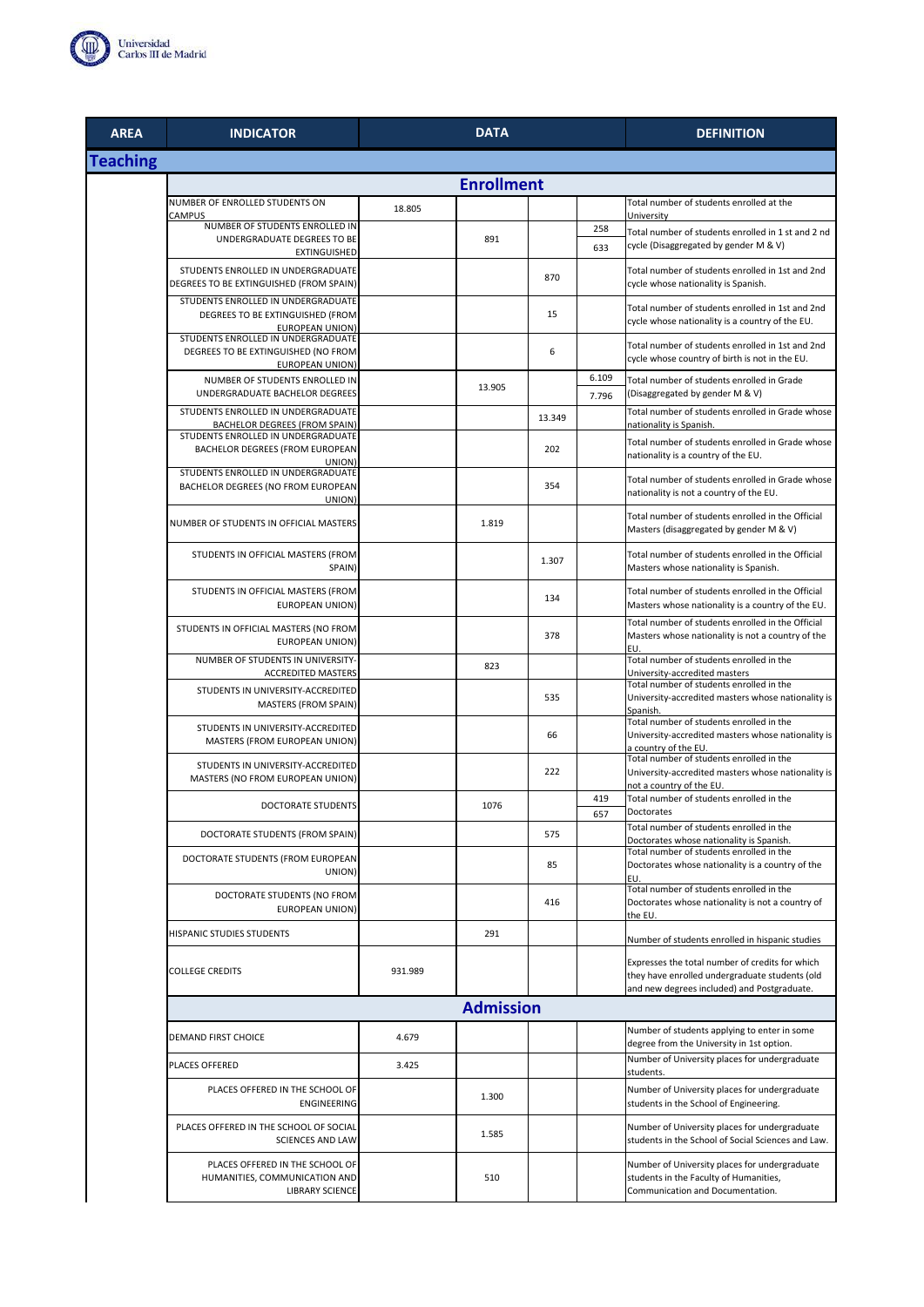| AREA | INDICATOR | DATA | | | | DEFINITION |
|---|---|---|---|---|---|---|
| **Teaching** | | | | | | |
| | **Enrollment** | | | | | |
| | NUMBER OF ENROLLED STUDENTS ON CAMPUS | 18.805 | | | | Total number of students enrolled at the University |
| | NUMBER OF STUDENTS ENROLLED IN UNDERGRADUATE DEGREES TO BE EXTINGUISHED | | 891 | | 258<br>633 | Total number of students enrolled in 1 st and 2 nd cycle (Disaggregated by gender M & V) |
| | STUDENTS ENROLLED IN UNDERGRADUATE DEGREES TO BE EXTINGUISHED (FROM SPAIN) | | | 870 | | Total number of students enrolled in 1st and 2nd cycle whose nationality is Spanish. |
| | STUDENTS ENROLLED IN UNDERGRADUATE DEGREES TO BE EXTINGUISHED (FROM EUROPEAN UNION) | | | 15 | | Total number of students enrolled in 1st and 2nd cycle whose nationality is a country of the EU. |
| | STUDENTS ENROLLED IN UNDERGRADUATE DEGREES TO BE EXTINGUISHED (NO FROM EUROPEAN UNION) | | | 6 | | Total number of students enrolled in 1st and 2nd cycle whose country of birth is not in the EU. |
| | NUMBER OF STUDENTS ENROLLED IN UNDERGRADUATE BACHELOR DEGREES | | 13.905 | | 6.109<br>7.796 | Total number of students enrolled in Grade (Disaggregated by gender M & V) |
| | STUDENTS ENROLLED IN UNDERGRADUATE BACHELOR DEGREES (FROM SPAIN) | | | 13.349 | | Total number of students enrolled in Grade whose nationality is Spanish. |
| | STUDENTS ENROLLED IN UNDERGRADUATE BACHELOR DEGREES (FROM EUROPEAN UNION) | | | 202 | | Total number of students enrolled in Grade whose nationality is a country of the EU. |
| | STUDENTS ENROLLED IN UNDERGRADUATE BACHELOR DEGREES (NO FROM EUROPEAN UNION) | | | 354 | | Total number of students enrolled in Grade whose nationality is not a country of the EU. |
| | NUMBER OF STUDENTS IN OFFICIAL MASTERS | | 1.819 | | | Total number of students enrolled in the Official Masters (disaggregated by gender M & V) |
| | STUDENTS IN OFFICIAL MASTERS (FROM SPAIN) | | | 1.307 | | Total number of students enrolled in the Official Masters whose nationality is Spanish. |
| | STUDENTS IN OFFICIAL MASTERS (FROM EUROPEAN UNION) | | | 134 | | Total number of students enrolled in the Official Masters whose nationality is a country of the EU. |
| | STUDENTS IN OFFICIAL MASTERS (NO FROM EUROPEAN UNION) | | | 378 | | Total number of students enrolled in the Official Masters whose nationality is not a country of the EU. |
| | NUMBER OF STUDENTS IN UNIVERSITY-ACCREDITED MASTERS | | 823 | | | Total number of students enrolled in the University-accredited masters |
| | STUDENTS IN UNIVERSITY-ACCREDITED MASTERS (FROM SPAIN) | | | 535 | | Total number of students enrolled in the University-accredited masters whose nationality is Spanish. |
| | STUDENTS IN UNIVERSITY-ACCREDITED MASTERS (FROM EUROPEAN UNION) | | | 66 | | Total number of students enrolled in the University-accredited masters whose nationality is a country of the EU. |
| | STUDENTS IN UNIVERSITY-ACCREDITED MASTERS (NO FROM EUROPEAN UNION) | | | 222 | | Total number of students enrolled in the University-accredited masters whose nationality is not a country of the EU. |
| | DOCTORATE STUDENTS | | 1076 | | 419<br>657 | Total number of students enrolled in the Doctorates |
| | DOCTORATE STUDENTS (FROM SPAIN) | | | 575 | | Total number of students enrolled in the Doctorates whose nationality is Spanish. |
| | DOCTORATE STUDENTS (FROM EUROPEAN UNION) | | | 85 | | Total number of students enrolled in the Doctorates whose nationality is a country of the EU. |
| | DOCTORATE STUDENTS (NO FROM EUROPEAN UNION) | | | 416 | | Total number of students enrolled in the Doctorates whose nationality is not a country of the EU. |
| | HISPANIC STUDIES STUDENTS | | 291 | | | Number of students enrolled in hispanic studies |
| | COLLEGE CREDITS | 931.989 | | | | Expresses the total number of credits for which they have enrolled undergraduate students (old and new degrees included) and Postgraduate. |
| | **Admission** | | | | | |
| | DEMAND FIRST CHOICE | 4.679 | | | | Number of students applying to enter in some degree from the University in 1st option. |
| | PLACES OFFERED | 3.425 | | | | Number of University places for undergraduate students. |
| | PLACES OFFERED IN THE SCHOOL OF ENGINEERING | | 1.300 | | | Number of University places for undergraduate students in the School of Engineering. |
| | PLACES OFFERED IN THE SCHOOL OF SOCIAL SCIENCES AND LAW | | 1.585 | | | Number of University places for undergraduate students in the School of Social Sciences and Law. |
| | PLACES OFFERED IN THE SCHOOL OF HUMANITIES, COMMUNICATION AND LIBRARY SCIENCE | | 510 | | | Number of University places for undergraduate students in the Faculty of Humanities, Communication and Documentation. |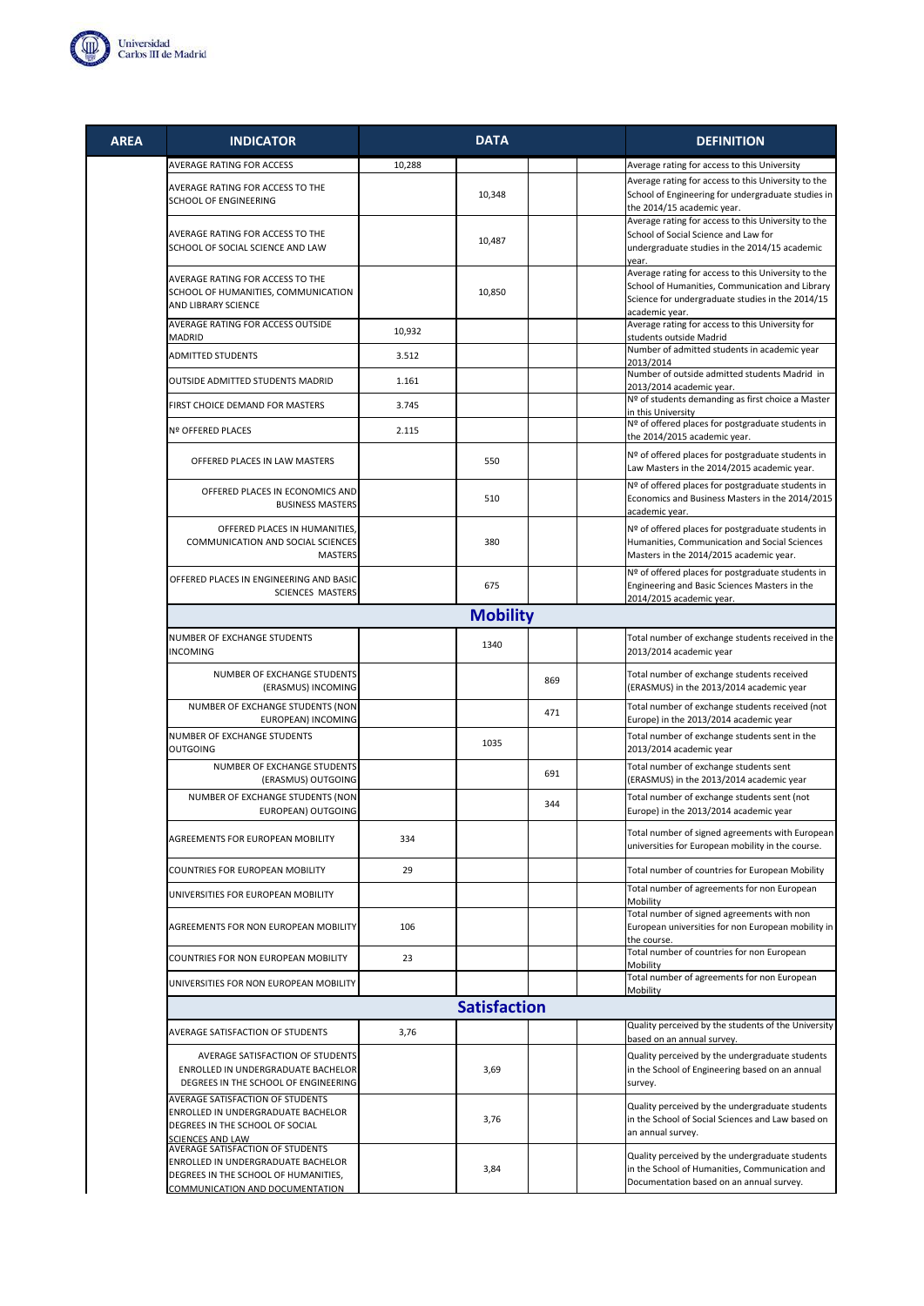| AREA | INDICATOR | DATA | | | | DEFINITION |
|---|---|---|---|---|---|---|
| | AVERAGE RATING FOR ACCESS | 10,288 | | | | Average rating for access to this University |
| | AVERAGE RATING FOR ACCESS TO THE SCHOOL OF ENGINEERING | | 10,348 | | | Average rating for access to this University to the School of Engineering for undergraduate studies in the 2014/15 academic year. |
| | AVERAGE RATING FOR ACCESS TO THE SCHOOL OF SOCIAL SCIENCE AND LAW | | 10,487 | | | Average rating for access to this University to the School of Social Science and Law for undergraduate studies in the 2014/15 academic year. |
| | AVERAGE RATING FOR ACCESS TO THE SCHOOL OF HUMANITIES, COMMUNICATION AND LIBRARY SCIENCE | | 10,850 | | | Average rating for access to this University to the School of Humanities, Communication and Library Science for undergraduate studies in the 2014/15 academic year. |
| | AVERAGE RATING FOR ACCESS OUTSIDE MADRID | 10,932 | | | | Average rating for access to this University for students outside Madrid |
| | ADMITTED STUDENTS | 3.512 | | | | Number of admitted students in academic year 2013/2014 |
| | OUTSIDE ADMITTED STUDENTS MADRID | 1.161 | | | | Number of outside admitted students Madrid in 2013/2014 academic year. |
| | FIRST CHOICE DEMAND FOR MASTERS | 3.745 | | | | Nº of students demanding as first choice a Master in this University |
| | Nº OFFERED PLACES | 2.115 | | | | Nº of offered places for postgraduate students in the 2014/2015 academic year. |
| | OFFERED PLACES IN LAW MASTERS | | 550 | | | Nº of offered places for postgraduate students in Law Masters in the 2014/2015 academic year. |
| | OFFERED PLACES IN ECONOMICS AND BUSINESS MASTERS | | 510 | | | Nº of offered places for postgraduate students in Economics and Business Masters in the 2014/2015 academic year. |
| | OFFERED PLACES IN HUMANITIES, COMMUNICATION AND SOCIAL SCIENCES MASTERS | | 380 | | | Nº of offered places for postgraduate students in Humanities, Communication and Social Sciences Masters in the 2014/2015 academic year. |
| | OFFERED PLACES IN ENGINEERING AND BASIC SCIENCES MASTERS | | 675 | | | Nº of offered places for postgraduate students in Engineering and Basic Sciences Masters in the 2014/2015 academic year. |
| | **Mobility** | | | | | |
| | NUMBER OF EXCHANGE STUDENTS INCOMING | | 1340 | | | Total number of exchange students received in the 2013/2014 academic year |
| | NUMBER OF EXCHANGE STUDENTS (ERASMUS) INCOMING | | | 869 | | Total number of exchange students received (ERASMUS) in the 2013/2014 academic year |
| | NUMBER OF EXCHANGE STUDENTS (NON EUROPEAN) INCOMING | | | 471 | | Total number of exchange students received (not Europe) in the 2013/2014 academic year |
| | NUMBER OF EXCHANGE STUDENTS OUTGOING | | 1035 | | | Total number of exchange students sent in the 2013/2014 academic year |
| | NUMBER OF EXCHANGE STUDENTS (ERASMUS) OUTGOING | | | 691 | | Total number of exchange students sent (ERASMUS) in the 2013/2014 academic year |
| | NUMBER OF EXCHANGE STUDENTS (NON EUROPEAN) OUTGOING | | | 344 | | Total number of exchange students sent (not Europe) in the 2013/2014 academic year |
| | AGREEMENTS FOR EUROPEAN MOBILITY | 334 | | | | Total number of signed agreements with European universities for European mobility in the course. |
| | COUNTRIES FOR EUROPEAN MOBILITY | 29 | | | | Total number of countries for European Mobility |
| | UNIVERSITIES FOR EUROPEAN MOBILITY | | | | | Total number of agreements for non European Mobility |
| | AGREEMENTS FOR NON EUROPEAN MOBILITY | 106 | | | | Total number of signed agreements with non European universities for non European mobility in the course. |
| | COUNTRIES FOR NON EUROPEAN MOBILITY | 23 | | | | Total number of countries for non European Mobility |
| | UNIVERSITIES FOR NON EUROPEAN MOBILITY | | | | | Total number of agreements for non European Mobility |
| | **Satisfaction** | | | | | |
| | AVERAGE SATISFACTION OF STUDENTS | 3,76 | | | | Quality perceived by the students of the University based on an annual survey. |
| | AVERAGE SATISFACTION OF STUDENTS ENROLLED IN UNDERGRADUATE BACHELOR DEGREES IN THE SCHOOL OF ENGINEERING | | 3,69 | | | Quality perceived by the undergraduate students in the School of Engineering based on an annual survey. |
| | AVERAGE SATISFACTION OF STUDENTS ENROLLED IN UNDERGRADUATE BACHELOR DEGREES IN THE SCHOOL OF SOCIAL SCIENCES AND LAW | | 3,76 | | | Quality perceived by the undergraduate students in the School of Social Sciences and Law based on an annual survey. |
| | AVERAGE SATISFACTION OF STUDENTS ENROLLED IN UNDERGRADUATE BACHELOR DEGREES IN THE SCHOOL OF HUMANITIES, COMMUNICATION AND DOCUMENTATION | | 3,84 | | | Quality perceived by the undergraduate students in the School of Humanities, Communication and Documentation based on an annual survey. |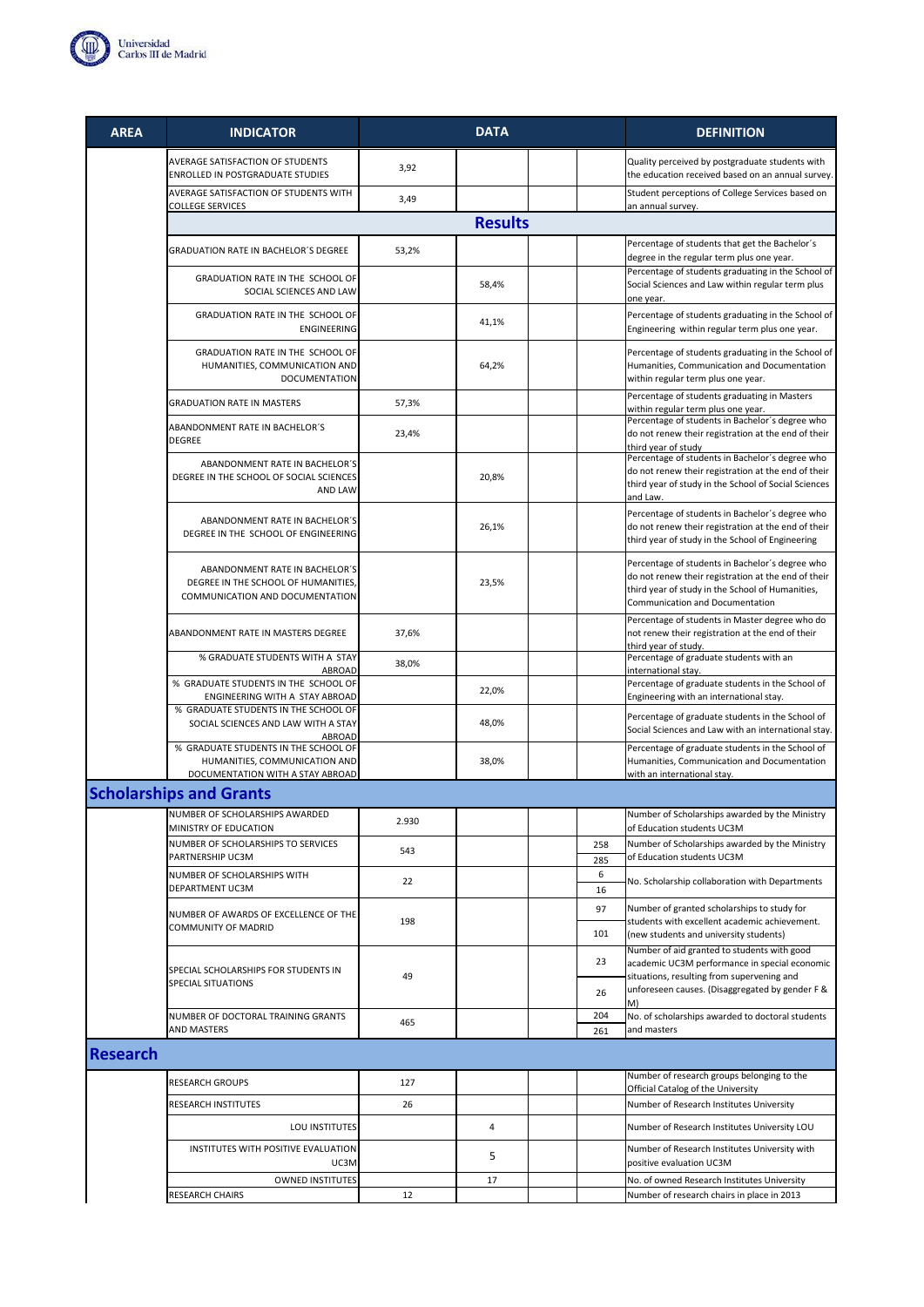| AREA | INDICATOR | DATA | | | | DEFINITION |
|---|---|---|---|---|---|---|
| | AVERAGE SATISFACTION OF STUDENTS ENROLLED IN POSTGRADUATE STUDIES | 3,92 | | | | Quality perceived by postgraduate students with the education received based on an annual survey. |
| | AVERAGE SATISFACTION OF STUDENTS WITH COLLEGE SERVICES | 3,49 | | | | Student perceptions of College Services based on an annual survey. |
| | **Results** | | | | | |
| | GRADUATION RATE IN BACHELOR´S DEGREE | 53,2% | | | | Percentage of students that get the Bachelor´s degree in the regular term plus one year. |
| | GRADUATION RATE IN THE SCHOOL OF SOCIAL SCIENCES AND LAW | | 58,4% | | | Percentage of students graduating in the School of Social Sciences and Law within regular term plus one year. |
| | GRADUATION RATE IN THE SCHOOL OF ENGINEERING | | 41,1% | | | Percentage of students graduating in the School of Engineering within regular term plus one year. |
| | GRADUATION RATE IN THE SCHOOL OF HUMANITIES, COMMUNICATION AND DOCUMENTATION | | 64,2% | | | Percentage of students graduating in the School of Humanities, Communication and Documentation within regular term plus one year. |
| | GRADUATION RATE IN MASTERS | 57,3% | | | | Percentage of students graduating in Masters within regular term plus one year. |
| | ABANDONMENT RATE IN BACHELOR´S DEGREE | 23,4% | | | | Percentage of students in Bachelor´s degree who do not renew their registration at the end of their third year of study |
| | ABANDONMENT RATE IN BACHELOR´S DEGREE IN THE SCHOOL OF SOCIAL SCIENCES AND LAW | | 20,8% | | | Percentage of students in Bachelor´s degree who do not renew their registration at the end of their third year of study in the School of Social Sciences and Law. |
| | ABANDONMENT RATE IN BACHELOR´S DEGREE IN THE SCHOOL OF ENGINEERING | | 26,1% | | | Percentage of students in Bachelor´s degree who do not renew their registration at the end of their third year of study in the School of Engineering |
| | ABANDONMENT RATE IN BACHELOR´S DEGREE IN THE SCHOOL OF HUMANITIES, COMMUNICATION AND DOCUMENTATION | | 23,5% | | | Percentage of students in Bachelor´s degree who do not renew their registration at the end of their third year of study in the School of Humanities, Communication and Documentation |
| | ABANDONMENT RATE IN MASTERS DEGREE | 37,6% | | | | Percentage of students in Master degree who do not renew their registration at the end of their third year of study. |
| | % GRADUATE STUDENTS WITH A STAY ABROAD | 38,0% | | | | Percentage of graduate students with an international stay. |
| | % GRADUATE STUDENTS IN THE SCHOOL OF ENGINEERING WITH A STAY ABROAD | | 22,0% | | | Percentage of graduate students in the School of Engineering with an international stay. |
| | % GRADUATE STUDENTS IN THE SCHOOL OF SOCIAL SCIENCES AND LAW WITH A STAY ABROAD | | 48,0% | | | Percentage of graduate students in the School of Social Sciences and Law with an international stay. |
| | % GRADUATE STUDENTS IN THE SCHOOL OF HUMANITIES, COMMUNICATION AND DOCUMENTATION WITH A STAY ABROAD | | 38,0% | | | Percentage of graduate students in the School of Humanities, Communication and Documentation with an international stay. |
| **Scholarships and Grants** | | | | | | |
| | NUMBER OF SCHOLARSHIPS AWARDED MINISTRY OF EDUCATION | 2.930 | | | | Number of Scholarships awarded by the Ministry of Education students UC3M |
| | NUMBER OF SCHOLARSHIPS TO SERVICES PARTNERSHIP UC3M | 543 | | | 258<br>285 | Number of Scholarships awarded by the Ministry of Education students UC3M |
| | NUMBER OF SCHOLARSHIPS WITH DEPARTMENT UC3M | 22 | | | 6<br>16 | No. Scholarship collaboration with Departments |
| | NUMBER OF AWARDS OF EXCELLENCE OF THE COMMUNITY OF MADRID | 198 | | | 97<br>101 | Number of granted scholarships to study for students with excellent academic achievement. (new students and university students) |
| | SPECIAL SCHOLARSHIPS FOR STUDENTS IN SPECIAL SITUATIONS | 49 | | | 23<br>26 | Number of aid granted to students with good academic UC3M performance in special economic situations, resulting from supervening and unforeseen causes. (Disaggregated by gender F & M) |
| | NUMBER OF DOCTORAL TRAINING GRANTS AND MASTERS | 465 | | | 204<br>261 | No. of scholarships awarded to doctoral students and masters |
| **Research** | | | | | | |
| | RESEARCH GROUPS | 127 | | | | Number of research groups belonging to the Official Catalog of the University |
| | RESEARCH INSTITUTES | 26 | | | | Number of Research Institutes University |
| | LOU INSTITUTES | | 4 | | | Number of Research Institutes University LOU |
| | INSTITUTES WITH POSITIVE EVALUATION UC3M | | 5 | | | Number of Research Institutes University with positive evaluation UC3M |
| | OWNED INSTITUTES | | 17 | | | No. of owned Research Institutes University |
| | RESEARCH CHAIRS | 12 | | | | Number of research chairs in place in 2013 |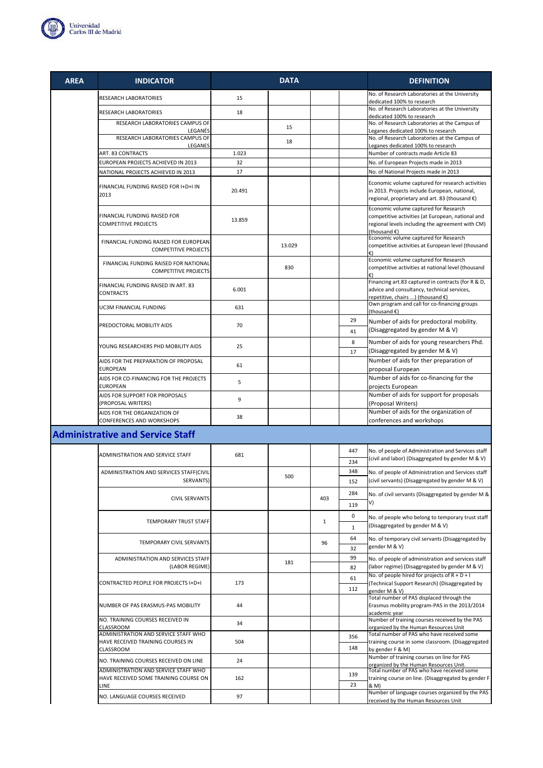| AREA | INDICATOR | DATA | | | | DEFINITION |
|---|---|---|---|---|---|---|
| | RESEARCH LABORATORIES | 15 | | | | No. of Research Laboratories at the University dedicated 100% to research |
| | RESEARCH LABORATORIES | 18 | | | | No. of Research Laboratories at the University dedicated 100% to research |
| | RESEARCH LABORATORIES CAMPUS OF LEGANÉS | | 15 | | | No. of Research Laboratories at the Campus of Leganes dedicated 100% to research |
| | RESEARCH LABORATORIES CAMPUS OF LEGANES | | 18 | | | No. of Research Laboratories at the Campus of Leganes dedicated 100% to research |
| | ART. 83 CONTRACTS | 1.023 | | | | Number of contracts made Article 83 |
| | EUROPEAN PROJECTS ACHIEVED IN 2013 | 32 | | | | No. of European Projects made in 2013 |
| | NATIONAL PROJECTS ACHIEVED IN 2013 | 17 | | | | No. of National Projects made in 2013 |
| | FINANCIAL FUNDING RAISED FOR I+D+I IN 2013 | 20.491 | | | | Economic volume captured for research activities in 2013. Projects include European, national, regional, proprietary and art. 83 (thousand €) |
| | FINANCIAL FUNDING RAISED FOR COMPETITIVE PROJECTS | 13.859 | | | | Economic volume captured for Research competitive activities (at European, national and regional levels including the agreement with CM) (thousand €) |
| | FINANCIAL FUNDING RAISED FOR EUROPEAN COMPETITIVE PROJECTS | | 13.029 | | | Economic volume captured for Research competitive activities at European level (thousand €) |
| | FINANCIAL FUNDING RAISED FOR NATIONAL COMPETITIVE PROJECTS | | 830 | | | Economic volume captured for Research competitive activities at national level (thousand €) |
| | FINANCIAL FUNDING RAISED IN ART. 83 CONTRACTS | 6.001 | | | | Financing art.83 captured in contracts (for R & D, advice and consultancy, technical services, repetitive, chairs ...) (thousand €) |
| | UC3M FINANCIAL FUNDING | 631 | | | | Own program and call for co-financing groups (thousand €) |
| | PREDOCTORAL MOBILITY AIDS | 70 | | | 29 | Number of aids for predoctoral mobility. (Disaggregated by gender M & V) |
| | | | | | 41 | |
| | YOUNG RESEARCHERS PHD MOBILITY AIDS | 25 | | | 8 | Number of aids for young researchers Phd. (Disaggregated by gender M & V) |
| | | | | | 17 | |
| | AIDS FOR THE PREPARATION OF PROPOSAL EUROPEAN | 61 | | | | Number of aids for ther preparation of proposal European |
| | AIDS FOR CO-FINANCING FOR THE PROJECTS EUROPEAN | 5 | | | | Number of aids for co-financing for the projects European |
| | AIDS FOR SUPPORT FOR PROPOSALS (PROPOSAL WRITERS) | 9 | | | | Number of aids for support for proposals (Proposal Writers) |
| | AIDS FOR THE ORGANIZATION OF CONFERENCES AND WORKSHOPS | 38 | | | | Number of aids for the organization of conferences and workshops |

## Administrative and Service Staff

| AREA | INDICATOR | DATA | | | | DEFINITION |
|---|---|---|---|---|---|---|
| | ADMINISTRATION AND SERVICE STAFF | 681 | | | 447 | No. of people of Administration and Services staff (civil and labor) (Disaggregated by gender M & V) |
| | | | | | 234 | |
| | ADMINISTRATION AND SERVICES STAFF(CIVIL SERVANTS) | | 500 | | 348 | No. of people of Administration and Services staff (civil servants) (Disaggregated by gender M & V) |
| | | | | | 152 | |
| | CIVIL SERVANTS | | | 403 | 284 | No. of civil servants (Disaggregated by gender M & V) |
| | | | | | 119 | |
| | TEMPORARY TRUST STAFF | | | 1 | 0 | No. of people who belong to temporary trust staff (Disaggregated by gender M & V) |
| | | | | | 1 | |
| | TEMPORARY CIVIL SERVANTS | | | 96 | 64 | No. of temporary civil servants (Disaggregated by gender M & V) |
| | | | | | 32 | |
| | ADMINISTRATION AND SERVICES STAFF (LABOR REGIME) | | 181 | | 99 | No. of people of administration and services staff (labor regime) (Disaggregated by gender M & V) |
| | | | | | 82 | |
| | CONTRACTED PEOPLE FOR PROJECTS I+D+I | 173 | | | 61 | No. of people hired for projects of R + D + I (Technical Support Research) (Disaggregated by gender M & V) |
| | | | | | 112 | |
| | NUMBER OF PAS ERASMUS-PAS MOBILITY | 44 | | | | Total number of PAS displaced through the Erasmus mobility program-PAS in the 2013/2014 academic year |
| | NO. TRAINING COURSES RECEIVED IN CLASSROOM | 34 | | | | Number of training courses received by the PAS organized by the Human Resources Unit |
| | ADMINISTRATION AND SERVICE STAFF WHO HAVE RECEIVED TRAINING COURSES IN CLASSROOM | 504 | | | 356 | Total number of PAS who have received some training course in some classroom. (Disaggregated by gender F & M) |
| | | | | | 148 | |
| | NO. TRAINING COURSES RECEIVED ON LINE | 24 | | | | Number of training courses on line for PAS organized by the Human Resources Unit. |
| | ADMINISTRATION AND SERVICE STAFF WHO HAVE RECEIVED SOME TRAINING COURSE ON LINE | 162 | | | 139 | Total number of PAS who have received some training course on line. (Disaggregated by gender F & M) |
| | | | | | 23 | |
| | NO. LANGUAGE COURSES RECEIVED | 97 | | | | Number of language courses organized by the PAS received by the Human Resources Unit |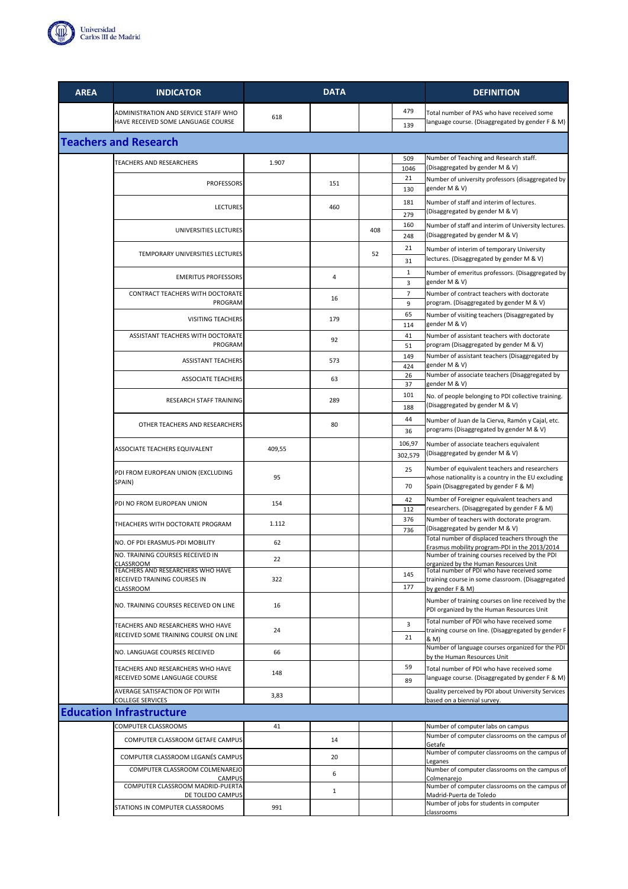| AREA | INDICATOR | DATA | | | | DEFINITION |
|---|---|---|---|---|---|---|
| | ADMINISTRATION AND SERVICE STAFF WHO HAVE RECEIVED SOME LANGUAGE COURSE | 618 | | | 479<br>139 | Total number of PAS who have received some language course. (Disaggregated by gender F & M) |
| **Teachers and Research** | | | | | | |
| | TEACHERS AND RESEARCHERS | 1.907 | | | 509<br>1046 | Number of Teaching and Research staff. (Disaggregated by gender M & V) |
| | PROFESSORS | | 151 | | 21<br>130 | Number of university professors (disaggregated by gender M & V) |
| | LECTURES | | 460 | | 181<br>279 | Number of staff and interim of lectures. (Disaggregated by gender M & V) |
| | UNIVERSITIES LECTURES | | | 408 | 160<br>248 | Number of staff and interim of University lectures. (Disaggregated by gender M & V) |
| | TEMPORARY UNIVERSITIES LECTURES | | | 52 | 21<br>31 | Number of interim of temporary University lectures. (Disaggregated by gender M & V) |
| | EMERITUS PROFESSORS | | 4 | | 1<br>3 | Number of emeritus professors. (Disaggregated by gender M & V) |
| | CONTRACT TEACHERS WITH DOCTORATE PROGRAM | | 16 | | 7<br>9 | Number of contract teachers with doctorate program. (Disaggregated by gender M & V) |
| | VISITING TEACHERS | | 179 | | 65<br>114 | Number of visiting teachers (Disaggregated by gender M & V) |
| | ASSISTANT TEACHERS WITH DOCTORATE PROGRAM | | 92 | | 41<br>51 | Number of assistant teachers with doctorate program (Disaggregated by gender M & V) |
| | ASSISTANT TEACHERS | | 573 | | 149<br>424 | Number of assistant teachers (Disaggregated by gender M & V) |
| | ASSOCIATE TEACHERS | | 63 | | 26<br>37 | Number of associate teachers (Disaggregated by gender M & V) |
| | RESEARCH STAFF TRAINING | | 289 | | 101<br>188 | No. of people belonging to PDI collective training. (Disaggregated by gender M & V) |
| | OTHER TEACHERS AND RESEARCHERS | | 80 | | 44<br>36 | Number of Juan de la Cierva, Ramón y Cajal, etc. programs (Disaggregated by gender M & V) |
| | ASSOCIATE TEACHERS EQUIVALENT | 409,55 | | | 106,97<br>302,579 | Number of associate teachers equivalent (Disaggregated by gender M & V) |
| | PDI FROM EUROPEAN UNION (EXCLUDING SPAIN) | 95 | | | 25<br>70 | Number of equivalent teachers and researchers whose nationality is a country in the EU excluding Spain (Disaggregated by gender F & M) |
| | PDI NO FROM EUROPEAN UNION | 154 | | | 42<br>112 | Number of Foreigner equivalent teachers and researchers. (Disaggregated by gender F & M) |
| | THEACHERS WITH DOCTORATE PROGRAM | 1.112 | | | 376<br>736 | Number of teachers with doctorate program. (Disaggregated by gender M & V) |
| | NO. OF PDI ERASMUS-PDI MOBILITY | 62 | | | | Total number of displaced teachers through the Erasmus mobility program-PDI in the 2013/2014 |
| | NO. TRAINING COURSES RECEIVED IN CLASSROOM | 22 | | | | Number of training courses received by the PDI organized by the Human Resources Unit |
| | TEACHERS AND RESEARCHERS WHO HAVE RECEIVED TRAINING COURSES IN CLASSROOM | 322 | | | 145<br>177 | Total number of PDI who have received some training course in some classroom. (Disaggregated by gender F & M) |
| | NO. TRAINING COURSES RECEIVED ON LINE | 16 | | | | Number of training courses on line received by the PDI organized by the Human Resources Unit |
| | TEACHERS AND RESEARCHERS WHO HAVE RECEIVED SOME TRAINING COURSE ON LINE | 24 | | | 3<br>21 | Total number of PDI who have received some training course on line. (Disaggregated by gender F & M) |
| | NO. LANGUAGE COURSES RECEIVED | 66 | | | | Number of language courses organized for the PDI by the Human Resources Unit |
| | TEACHERS AND RESEARCHERS WHO HAVE RECEIVED SOME LANGUAGE COURSE | 148 | | | 59<br>89 | Total number of PDI who have received some language course. (Disaggregated by gender F & M) |
| | AVERAGE SATISFACTION OF PDI WITH COLLEGE SERVICES | 3,83 | | | | Quality perceived by PDI about University Services based on a biennial survey. |
| **Education Infrastructure** | | | | | | |
| | COMPUTER CLASSROOMS | 41 | | | | Number of computer labs on campus |
| | COMPUTER CLASSROOM GETAFE CAMPUS | | 14 | | | Number of computer classrooms on the campus of Getafe |
| | COMPUTER CLASSROOM LEGANÉS CAMPUS | | 20 | | | Number of computer classrooms on the campus of Leganes |
| | COMPUTER CLASSROOM COLMENAREJO CAMPUS | | 6 | | | Number of computer classrooms on the campus of Colmenarejo |
| | COMPUTER CLASSROOM MADRID-PUERTA DE TOLEDO CAMPUS | | 1 | | | Number of computer classrooms on the campus of Madrid-Puerta de Toledo |
| | STATIONS IN COMPUTER CLASSROOMS | 991 | | | | Number of jobs for students in computer classrooms |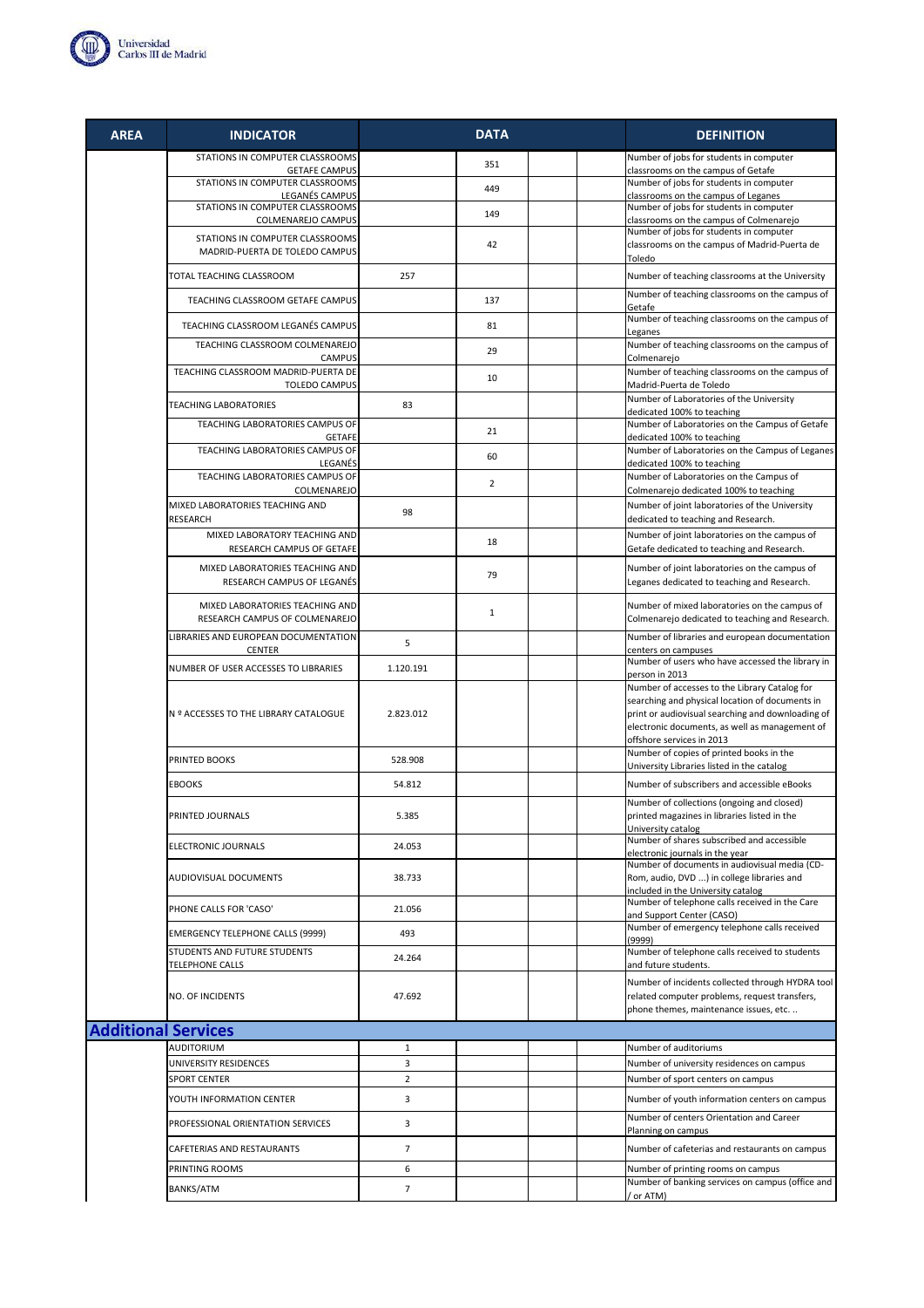| AREA | INDICATOR | DATA | | | | DEFINITION |
|---|---|---|---|---|---|---|
| | STATIONS IN COMPUTER CLASSROOMS GETAFE CAMPUS | | 351 | | | Number of jobs for students in computer classrooms on the campus of Getafe |
| | STATIONS IN COMPUTER CLASSROOMS LEGANÉS CAMPUS | | 449 | | | Number of jobs for students in computer classrooms on the campus of Leganes |
| | STATIONS IN COMPUTER CLASSROOMS COLMENAREJO CAMPUS | | 149 | | | Number of jobs for students in computer classrooms on the campus of Colmenarejo |
| | STATIONS IN COMPUTER CLASSROOMS MADRID-PUERTA DE TOLEDO CAMPUS | | 42 | | | Number of jobs for students in computer classrooms on the campus of Madrid-Puerta de Toledo |
| | TOTAL TEACHING CLASSROOM | 257 | | | | Number of teaching classrooms at the University |
| | TEACHING CLASSROOM GETAFE CAMPUS | | 137 | | | Number of teaching classrooms on the campus of Getafe |
| | TEACHING CLASSROOM LEGANÉS CAMPUS | | 81 | | | Number of teaching classrooms on the campus of Leganes |
| | TEACHING CLASSROOM COLMENAREJO CAMPUS | | 29 | | | Number of teaching classrooms on the campus of Colmenarejo |
| | TEACHING CLASSROOM MADRID-PUERTA DE TOLEDO CAMPUS | | 10 | | | Number of teaching classrooms on the campus of Madrid-Puerta de Toledo |
| | TEACHING LABORATORIES | 83 | | | | Number of Laboratories of the University dedicated 100% to teaching |
| | TEACHING LABORATORIES CAMPUS OF GETAFE | | 21 | | | Number of Laboratories on the Campus of Getafe dedicated 100% to teaching |
| | TEACHING LABORATORIES CAMPUS OF LEGANÉS | | 60 | | | Number of Laboratories on the Campus of Leganes dedicated 100% to teaching |
| | TEACHING LABORATORIES CAMPUS OF COLMENAREJO | | 2 | | | Number of Laboratories on the Campus of Colmenarejo dedicated 100% to teaching |
| | MIXED LABORATORIES TEACHING AND RESEARCH | 98 | | | | Number of joint laboratories of the University dedicated to teaching and Research. |
| | MIXED LABORATORY TEACHING AND RESEARCH CAMPUS OF GETAFE | | 18 | | | Number of joint laboratories on the campus of Getafe dedicated to teaching and Research. |
| | MIXED LABORATORIES TEACHING AND RESEARCH CAMPUS OF LEGANÉS | | 79 | | | Number of joint laboratories on the campus of Leganes dedicated to teaching and Research. |
| | MIXED LABORATORIES TEACHING AND RESEARCH CAMPUS OF COLMENAREJO | | 1 | | | Number of mixed laboratories on the campus of Colmenarejo dedicated to teaching and Research. |
| | LIBRARIES AND EUROPEAN DOCUMENTATION CENTER | 5 | | | | Number of libraries and european documentation centers on campuses |
| | NUMBER OF USER ACCESSES TO LIBRARIES | 1.120.191 | | | | Number of users who have accessed the library in person in 2013 |
| | N º ACCESSES TO THE LIBRARY CATALOGUE | 2.823.012 | | | | Number of accesses to the Library Catalog for searching and physical location of documents in print or audiovisual searching and downloading of electronic documents, as well as management of offshore services in 2013 |
| | PRINTED BOOKS | 528.908 | | | | Number of copies of printed books in the University Libraries listed in the catalog |
| | EBOOKS | 54.812 | | | | Number of subscribers and accessible eBooks |
| | PRINTED JOURNALS | 5.385 | | | | Number of collections (ongoing and closed) printed magazines in libraries listed in the University catalog |
| | ELECTRONIC JOURNALS | 24.053 | | | | Number of shares subscribed and accessible electronic journals in the year |
| | AUDIOVISUAL DOCUMENTS | 38.733 | | | | Number of documents in audiovisual media (CD-Rom, audio, DVD ...) in college libraries and included in the University catalog |
| | PHONE CALLS FOR 'CASO' | 21.056 | | | | Number of telephone calls received in the Care and Support Center (CASO) |
| | EMERGENCY TELEPHONE CALLS (9999) | 493 | | | | Number of emergency telephone calls received (9999) |
| | STUDENTS AND FUTURE STUDENTS TELEPHONE CALLS | 24.264 | | | | Number of telephone calls received to students and future students. |
| | NO. OF INCIDENTS | 47.692 | | | | Number of incidents collected through HYDRA tool related computer problems, request transfers, phone themes, maintenance issues, etc. .. |
| **Additional Services** | | | | | | |
| | AUDITORIUM | 1 | | | | Number of auditoriums |
| | UNIVERSITY RESIDENCES | 3 | | | | Number of university residences on campus |
| | SPORT CENTER | 2 | | | | Number of sport centers on campus |
| | YOUTH INFORMATION CENTER | 3 | | | | Number of youth information centers on campus |
| | PROFESSIONAL ORIENTATION SERVICES | 3 | | | | Number of centers Orientation and Career Planning on campus |
| | CAFETERIAS AND RESTAURANTS | 7 | | | | Number of cafeterias and restaurants on campus |
| | PRINTING ROOMS | 6 | | | | Number of printing rooms on campus |
| | BANKS/ATM | 7 | | | | Number of banking services on campus (office and / or ATM) |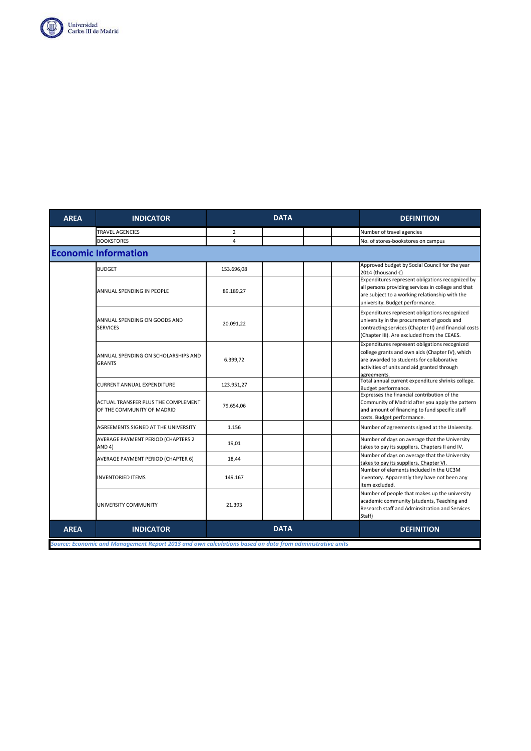| AREA | INDICATOR | DATA | | | | DEFINITION |
|---|---|---|---|---|---|---|
| | TRAVEL AGENCIES | 2 | | | | Number of travel agencies |
| | BOOKSTORES | 4 | | | | No. of stores-bookstores on campus |
| **Economic Information** | | | | | | |
| | BUDGET | 153.696,08 | | | | Approved budget by Social Council for the year 2014 (thousand €) |
| | ANNUAL SPENDING IN PEOPLE | 89.189,27 | | | | Expenditures represent obligations recognized by all persons providing services in college and that are subject to a working relationship with the university. Budget performance. |
| | ANNUAL SPENDING ON GOODS AND SERVICES | 20.091,22 | | | | Expenditures represent obligations recognized university in the procurement of goods and contracting services (Chapter II) and financial costs (Chapter III). Are excluded from the CEAES. |
| | ANNUAL SPENDING ON SCHOLARSHIPS AND GRANTS | 6.399,72 | | | | Expenditures represent obligations recognized college grants and own aids (Chapter IV), which are awarded to students for collaborative activities of units and aid granted through agreements. |
| | CURRENT ANNUAL EXPENDITURE | 123.951,27 | | | | Total annual current expenditure shrinks college. Budget performance. |
| | ACTUAL TRANSFER PLUS THE COMPLEMENT OF THE COMMUNITY OF MADRID | 79.654,06 | | | | Expresses the financial contribution of the Community of Madrid after you apply the pattern and amount of financing to fund specific staff costs. Budget performance. |
| | AGREEMENTS SIGNED AT THE UNIVERSITY | 1.156 | | | | Number of agreements signed at the University. |
| | AVERAGE PAYMENT PERIOD (CHAPTERS 2 AND 4) | 19,01 | | | | Number of days on average that the University takes to pay its suppliers. Chapters II and IV. |
| | AVERAGE PAYMENT PERIOD (CHAPTER 6) | 18,44 | | | | Number of days on average that the University takes to pay its suppliers. Chapter VI. |
| | INVENTORIED ITEMS | 149.167 | | | | Number of elements included in the UC3M inventory. Apparently they have not been any item excluded. |
| | UNIVERSITY COMMUNITY | 21.393 | | | | Number of people that makes up the university academic community (students, Teaching and Research staff and Adminsitration and Services Staff) |
| **AREA** | **INDICATOR** | **DATA** | | | | **DEFINITION** |

*Source: Economic and Management Report 2013 and own calculations based on data from administrative units*